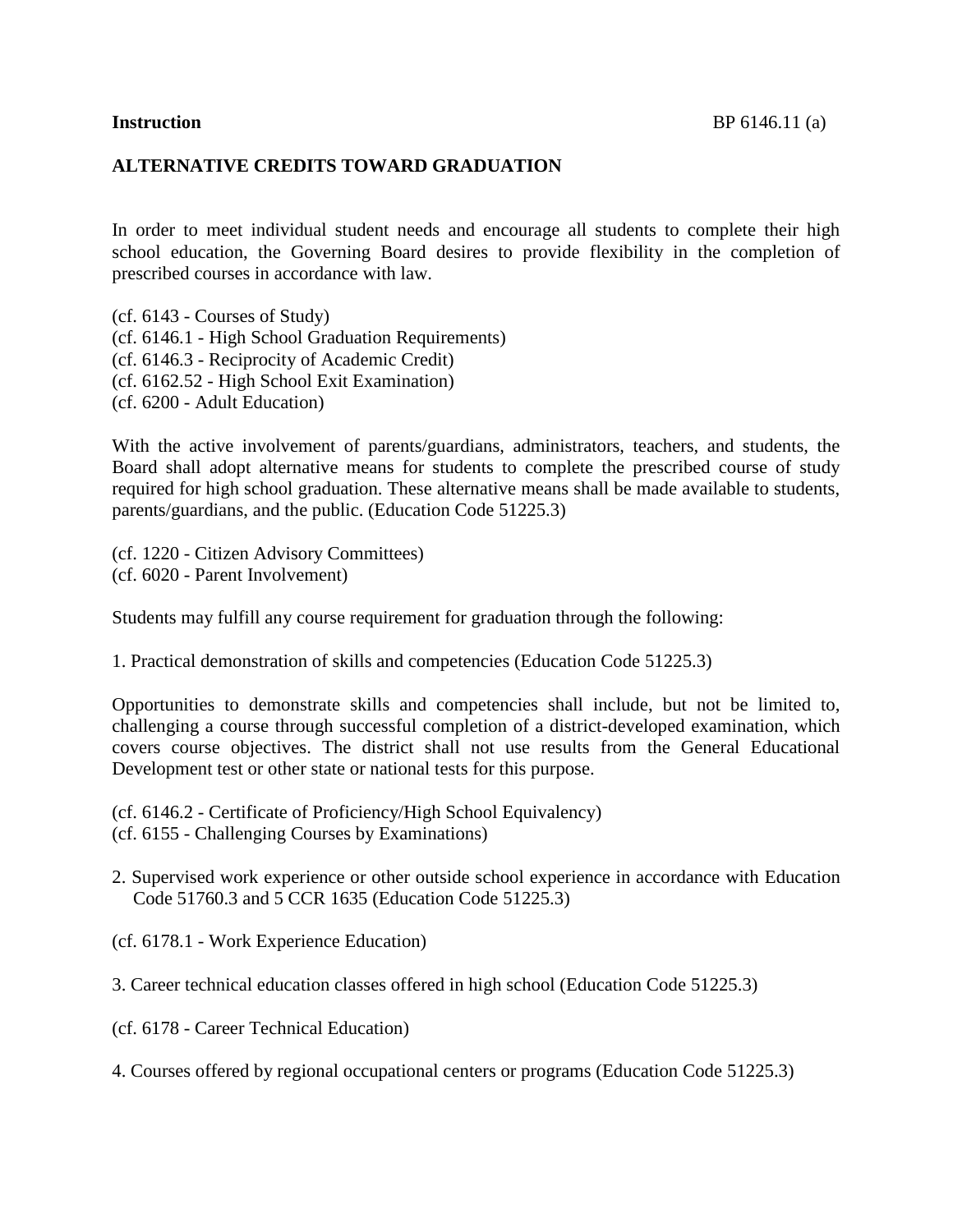**Instruction** BP 6146.11 (a)

## ALTERNATIVE CREDITS TOWARD GRADUATION

In order to meet individual student needs and encourage all students to complete their high school education, the Governing Board desires to provide flexibility in the completion of prescribed courses in accordance with law.

(cf. 6143 - Courses of Study)
(cf. 6146.1 - High School Graduation Requirements)
(cf. 6146.3 - Reciprocity of Academic Credit)
(cf. 6162.52 - High School Exit Examination)
(cf. 6200 - Adult Education)

With the active involvement of parents/guardians, administrators, teachers, and students, the Board shall adopt alternative means for students to complete the prescribed course of study required for high school graduation. These alternative means shall be made available to students, parents/guardians, and the public. (Education Code 51225.3)

(cf. 1220 - Citizen Advisory Committees)
(cf. 6020 - Parent Involvement)

Students may fulfill any course requirement for graduation through the following:

1. Practical demonstration of skills and competencies (Education Code 51225.3)

Opportunities to demonstrate skills and competencies shall include, but not be limited to, challenging a course through successful completion of a district-developed examination, which covers course objectives. The district shall not use results from the General Educational Development test or other state or national tests for this purpose.

(cf. 6146.2 - Certificate of Proficiency/High School Equivalency)
(cf. 6155 - Challenging Courses by Examinations)

2. Supervised work experience or other outside school experience in accordance with Education Code 51760.3 and 5 CCR 1635 (Education Code 51225.3)

(cf. 6178.1 - Work Experience Education)

3. Career technical education classes offered in high school (Education Code 51225.3)

(cf. 6178 - Career Technical Education)

4. Courses offered by regional occupational centers or programs (Education Code 51225.3)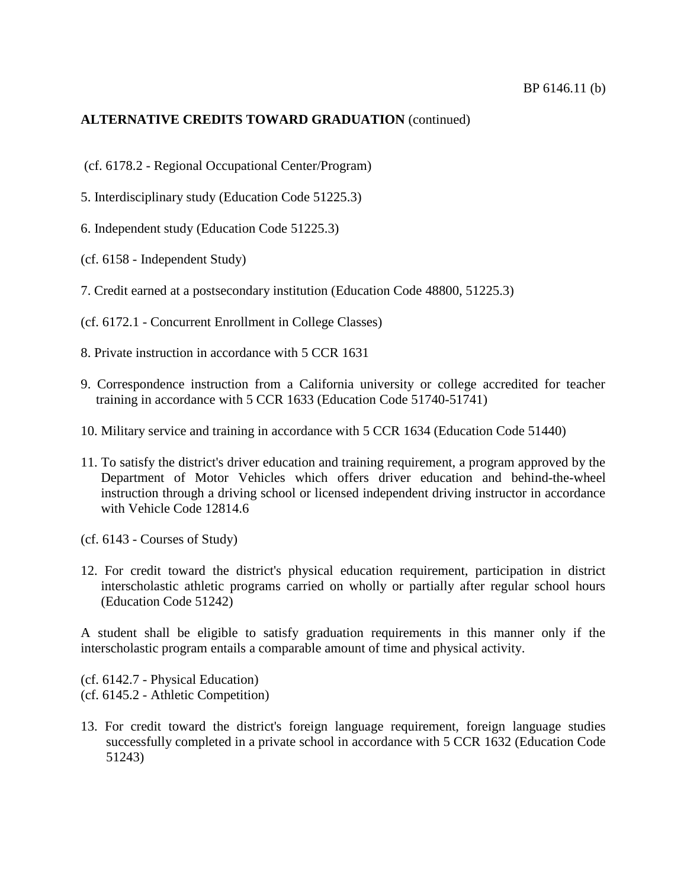**ALTERNATIVE CREDITS TOWARD GRADUATION** (continued)

(cf. 6178.2 - Regional Occupational Center/Program)

5. Interdisciplinary study (Education Code 51225.3)

6. Independent study (Education Code 51225.3)

(cf. 6158 - Independent Study)

7. Credit earned at a postsecondary institution (Education Code 48800, 51225.3)

(cf. 6172.1 - Concurrent Enrollment in College Classes)

8. Private instruction in accordance with 5 CCR 1631

9. Correspondence instruction from a California university or college accredited for teacher training in accordance with 5 CCR 1633 (Education Code 51740-51741)

10. Military service and training in accordance with 5 CCR 1634 (Education Code 51440)

11. To satisfy the district's driver education and training requirement, a program approved by the Department of Motor Vehicles which offers driver education and behind-the-wheel instruction through a driving school or licensed independent driving instructor in accordance with Vehicle Code 12814.6

(cf. 6143 - Courses of Study)

12. For credit toward the district's physical education requirement, participation in district interscholastic athletic programs carried on wholly or partially after regular school hours (Education Code 51242)

A student shall be eligible to satisfy graduation requirements in this manner only if the interscholastic program entails a comparable amount of time and physical activity.

(cf. 6142.7 - Physical Education)
(cf. 6145.2 - Athletic Competition)

13. For credit toward the district's foreign language requirement, foreign language studies successfully completed in a private school in accordance with 5 CCR 1632 (Education Code 51243)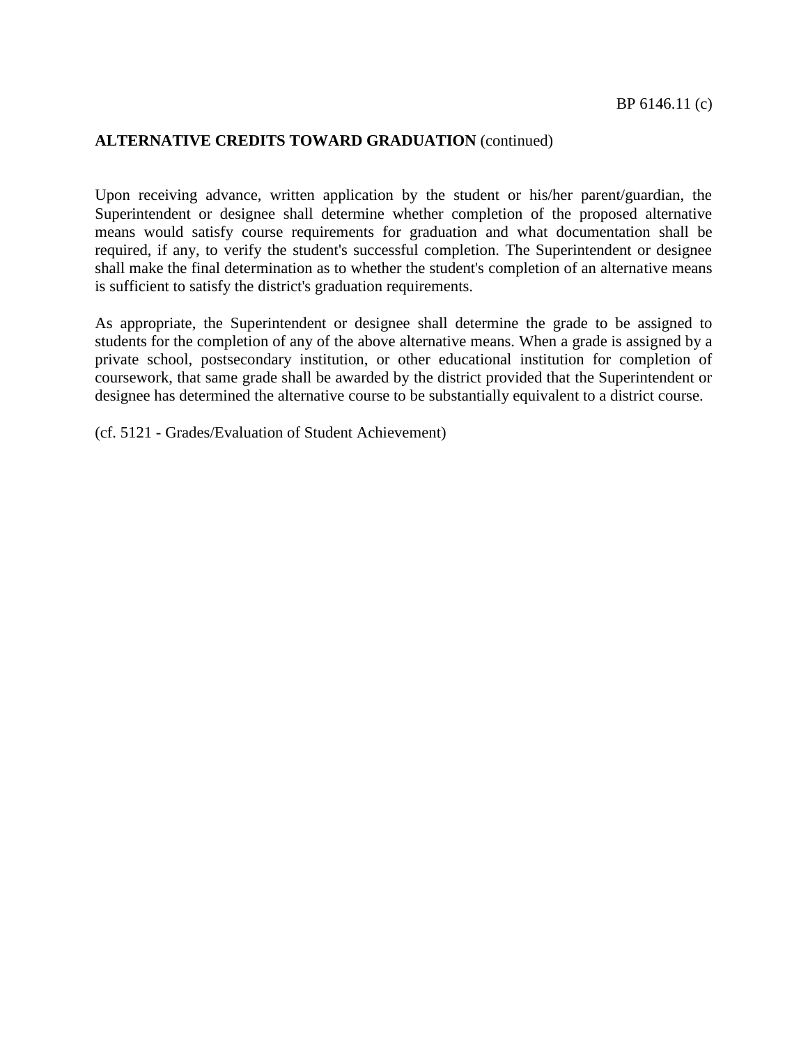**ALTERNATIVE CREDITS TOWARD GRADUATION** (continued)

Upon receiving advance, written application by the student or his/her parent/guardian, the Superintendent or designee shall determine whether completion of the proposed alternative means would satisfy course requirements for graduation and what documentation shall be required, if any, to verify the student's successful completion. The Superintendent or designee shall make the final determination as to whether the student's completion of an alternative means is sufficient to satisfy the district's graduation requirements.

As appropriate, the Superintendent or designee shall determine the grade to be assigned to students for the completion of any of the above alternative means. When a grade is assigned by a private school, postsecondary institution, or other educational institution for completion of coursework, that same grade shall be awarded by the district provided that the Superintendent or designee has determined the alternative course to be substantially equivalent to a district course.

(cf. 5121 - Grades/Evaluation of Student Achievement)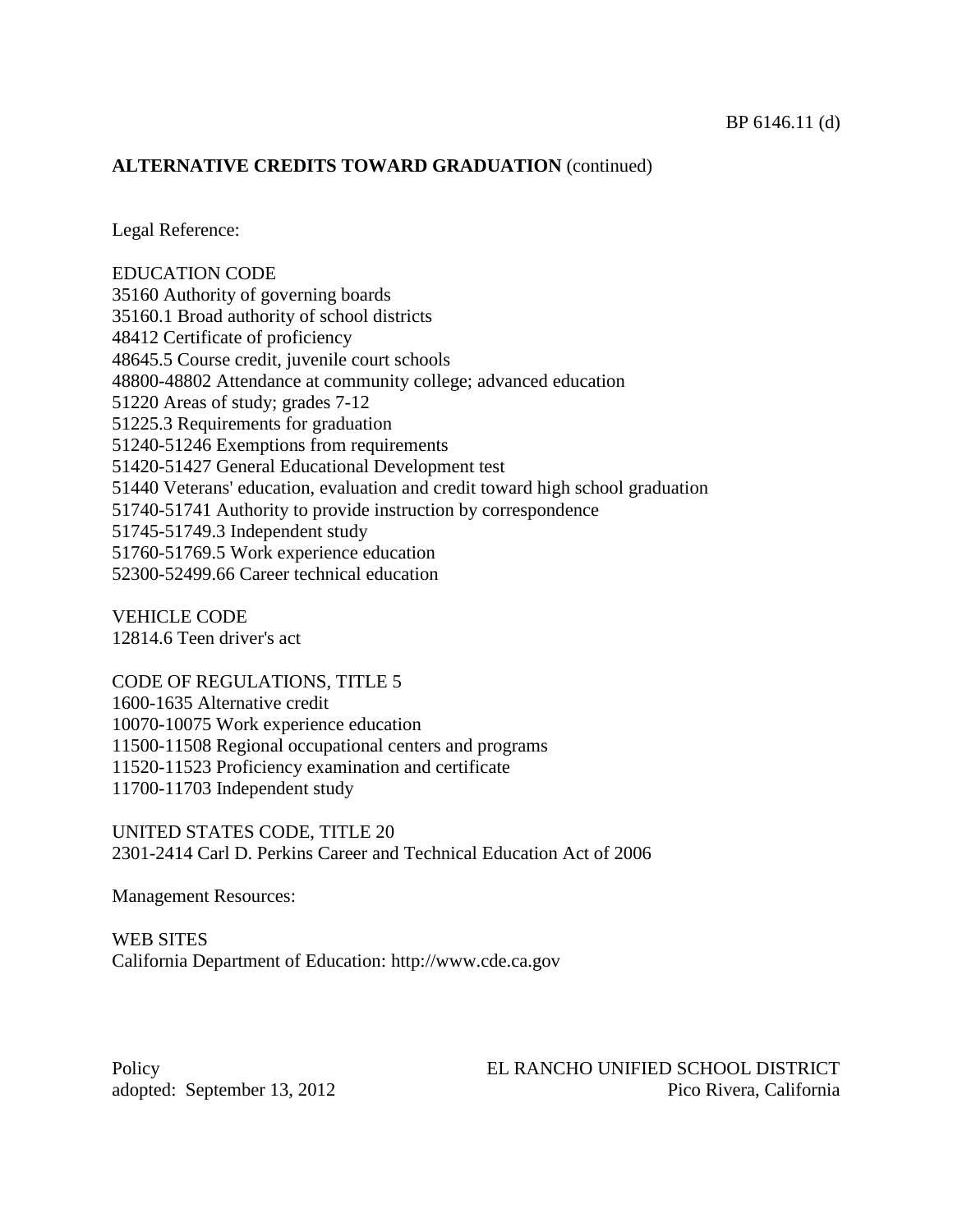## ALTERNATIVE CREDITS TOWARD GRADUATION (continued)

Legal Reference:

EDUCATION CODE
35160 Authority of governing boards
35160.1 Broad authority of school districts
48412 Certificate of proficiency
48645.5 Course credit, juvenile court schools
48800-48802 Attendance at community college; advanced education
51220 Areas of study; grades 7-12
51225.3 Requirements for graduation
51240-51246 Exemptions from requirements
51420-51427 General Educational Development test
51440 Veterans' education, evaluation and credit toward high school graduation
51740-51741 Authority to provide instruction by correspondence
51745-51749.3 Independent study
51760-51769.5 Work experience education
52300-52499.66 Career technical education

VEHICLE CODE
12814.6 Teen driver's act

CODE OF REGULATIONS, TITLE 5
1600-1635 Alternative credit
10070-10075 Work experience education
11500-11508 Regional occupational centers and programs
11520-11523 Proficiency examination and certificate
11700-11703 Independent study

UNITED STATES CODE, TITLE 20
2301-2414 Carl D. Perkins Career and Technical Education Act of 2006

Management Resources:

WEB SITES
California Department of Education: http://www.cde.ca.gov

Policy
adopted: September 13, 2012

EL RANCHO UNIFIED SCHOOL DISTRICT
Pico Rivera, California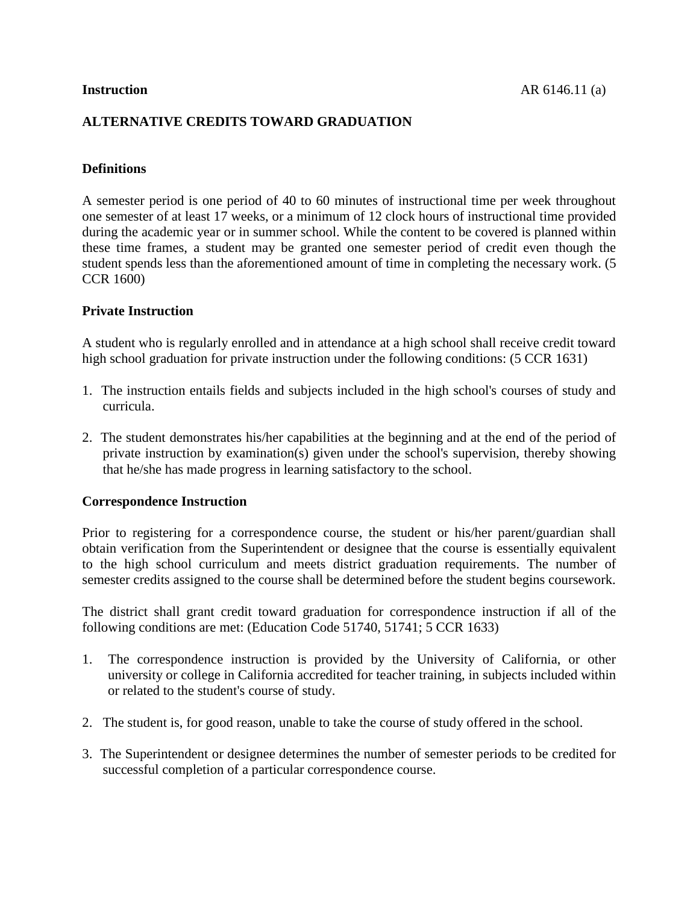**Instruction** AR 6146.11 (a)

## ALTERNATIVE CREDITS TOWARD GRADUATION

### Definitions

A semester period is one period of 40 to 60 minutes of instructional time per week throughout one semester of at least 17 weeks, or a minimum of 12 clock hours of instructional time provided during the academic year or in summer school. While the content to be covered is planned within these time frames, a student may be granted one semester period of credit even though the student spends less than the aforementioned amount of time in completing the necessary work. (5 CCR 1600)

### Private Instruction

A student who is regularly enrolled and in attendance at a high school shall receive credit toward high school graduation for private instruction under the following conditions: (5 CCR 1631)

1. The instruction entails fields and subjects included in the high school's courses of study and curricula.

2. The student demonstrates his/her capabilities at the beginning and at the end of the period of private instruction by examination(s) given under the school's supervision, thereby showing that he/she has made progress in learning satisfactory to the school.

### Correspondence Instruction

Prior to registering for a correspondence course, the student or his/her parent/guardian shall obtain verification from the Superintendent or designee that the course is essentially equivalent to the high school curriculum and meets district graduation requirements. The number of semester credits assigned to the course shall be determined before the student begins coursework.

The district shall grant credit toward graduation for correspondence instruction if all of the following conditions are met: (Education Code 51740, 51741; 5 CCR 1633)

1. The correspondence instruction is provided by the University of California, or other university or college in California accredited for teacher training, in subjects included within or related to the student's course of study.

2. The student is, for good reason, unable to take the course of study offered in the school.

3. The Superintendent or designee determines the number of semester periods to be credited for successful completion of a particular correspondence course.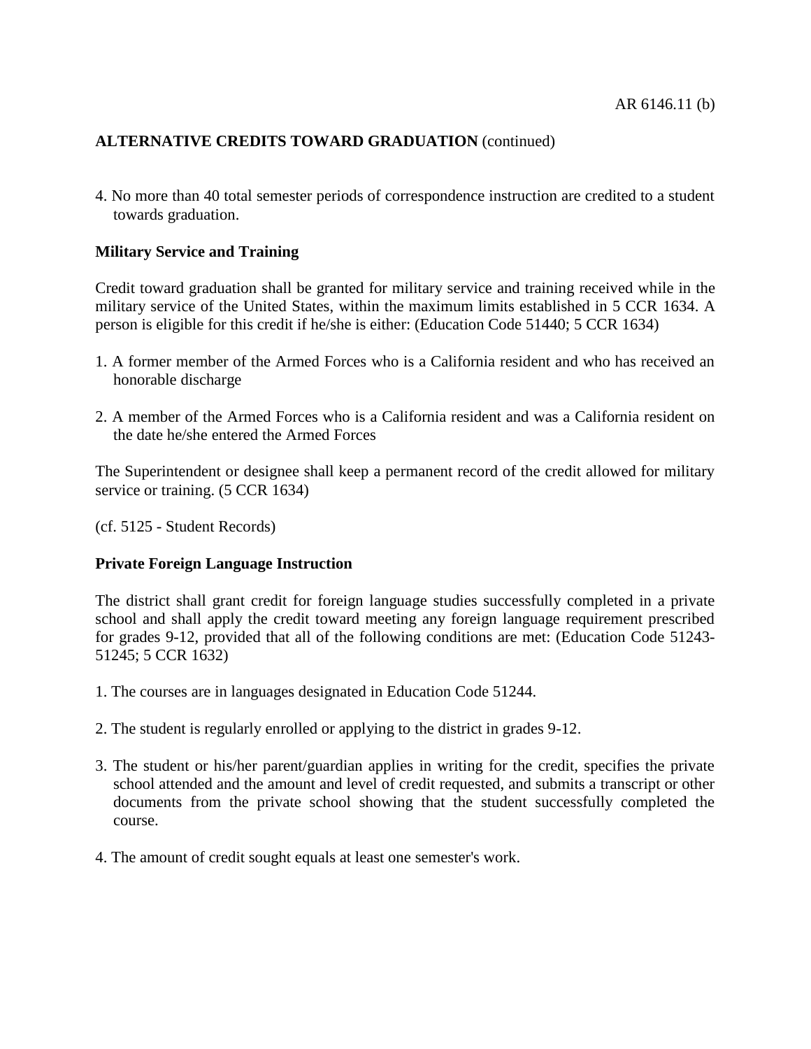**ALTERNATIVE CREDITS TOWARD GRADUATION** (continued)

4. No more than 40 total semester periods of correspondence instruction are credited to a student towards graduation.

**Military Service and Training**

Credit toward graduation shall be granted for military service and training received while in the military service of the United States, within the maximum limits established in 5 CCR 1634. A person is eligible for this credit if he/she is either: (Education Code 51440; 5 CCR 1634)

1. A former member of the Armed Forces who is a California resident and who has received an honorable discharge

2. A member of the Armed Forces who is a California resident and was a California resident on the date he/she entered the Armed Forces

The Superintendent or designee shall keep a permanent record of the credit allowed for military service or training. (5 CCR 1634)

(cf. 5125 - Student Records)

**Private Foreign Language Instruction**

The district shall grant credit for foreign language studies successfully completed in a private school and shall apply the credit toward meeting any foreign language requirement prescribed for grades 9-12, provided that all of the following conditions are met: (Education Code 51243-51245; 5 CCR 1632)

1. The courses are in languages designated in Education Code 51244.

2. The student is regularly enrolled or applying to the district in grades 9-12.

3. The student or his/her parent/guardian applies in writing for the credit, specifies the private school attended and the amount and level of credit requested, and submits a transcript or other documents from the private school showing that the student successfully completed the course.

4. The amount of credit sought equals at least one semester's work.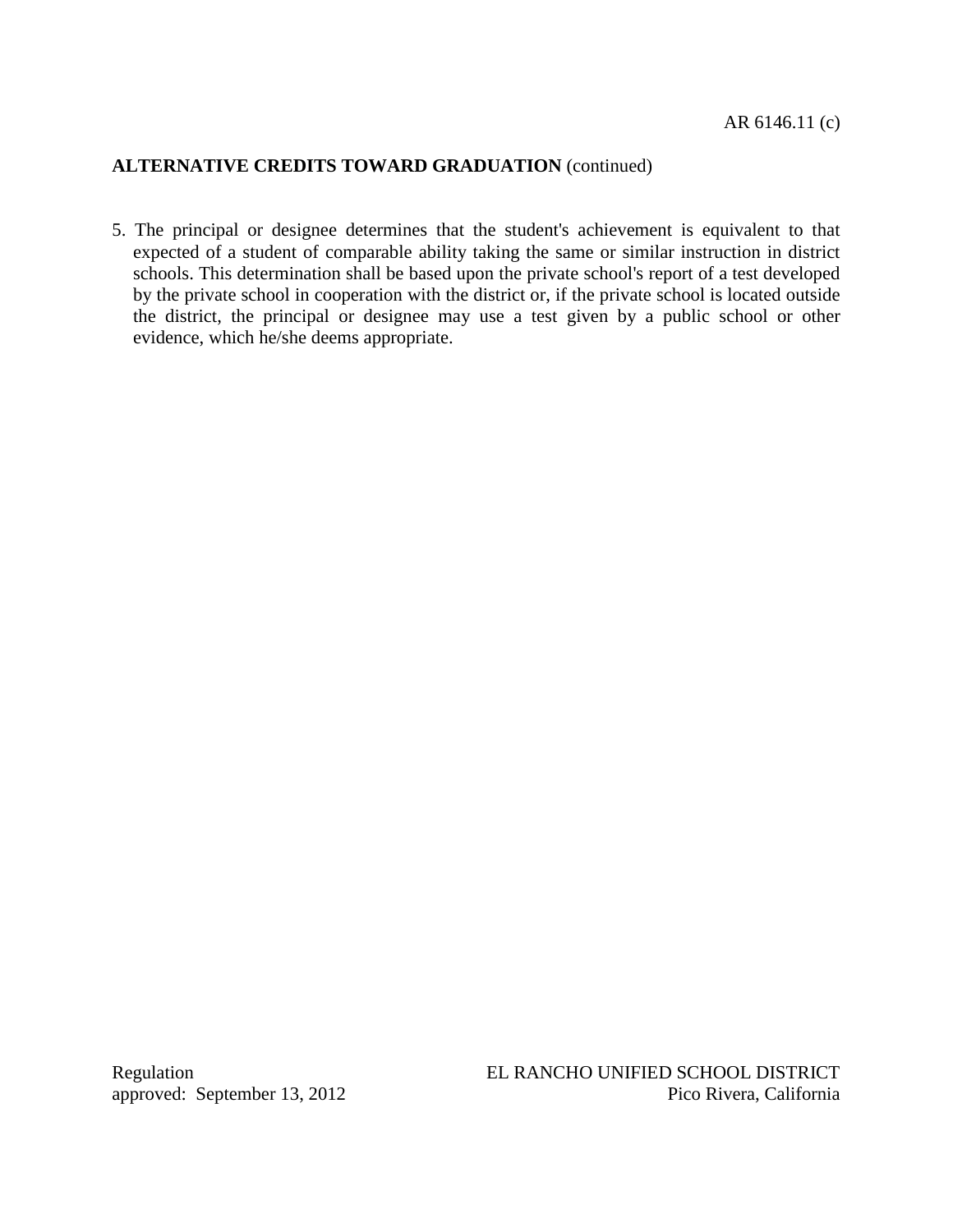**ALTERNATIVE CREDITS TOWARD GRADUATION** (continued)

5. The principal or designee determines that the student's achievement is equivalent to that expected of a student of comparable ability taking the same or similar instruction in district schools. This determination shall be based upon the private school's report of a test developed by the private school in cooperation with the district or, if the private school is located outside the district, the principal or designee may use a test given by a public school or other evidence, which he/she deems appropriate.

Regulation
approved: September 13, 2012

EL RANCHO UNIFIED SCHOOL DISTRICT
Pico Rivera, California